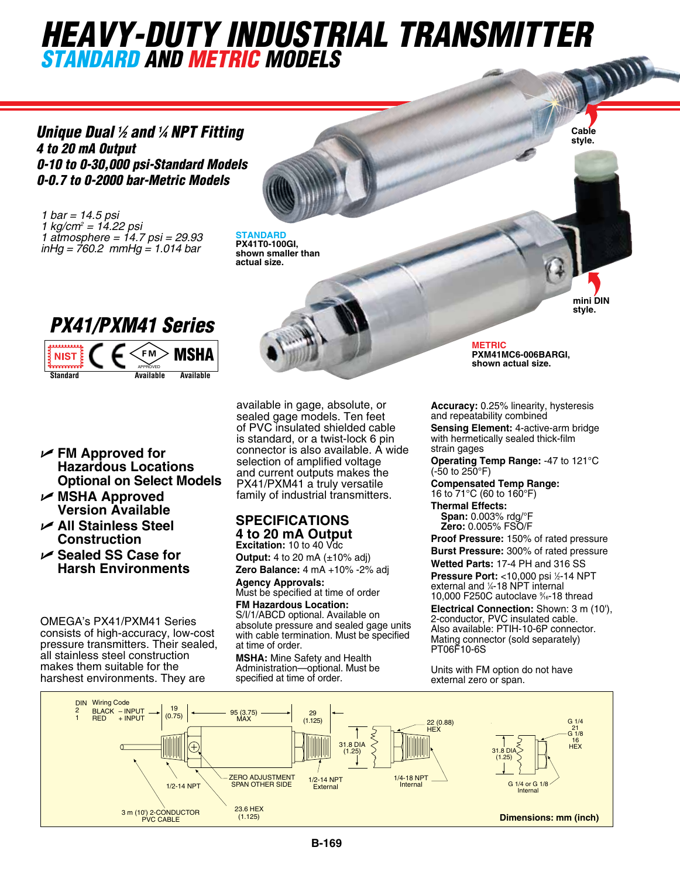# HEAVY-DUTY INDUSTRIAL TRANSMITTER

## STANDARD AND METRIC MODELS

### Unique Dual ½ and ¼ NPT Fitting
**4 to 20 mA Output**
**0-10 to 0-30,000 psi-Standard Models**
**0-0.7 to 0-2000 bar-Metric Models**

*1 bar = 14.5 psi*
*1 kg/cm² = 14.22 psi*
*1 atmosphere = 14.7 psi = 29.93 inHg = 760.2 mmHg = 1.014 bar*

**STANDARD**
**PX41T0-100GI, shown smaller than actual size.**

Cable style.

mini DIN style.

**METRIC**
**PXM41MC6-006BARGI, shown actual size.**

## PX41/PXM41 Series

NIST Standard | CE | FM Approved Available | MSHA Available

- **FM Approved for Hazardous Locations Optional on Select Models**
- **MSHA Approved Version Available**
- **All Stainless Steel Construction**
- **Sealed SS Case for Harsh Environments**

OMEGA's PX41/PXM41 Series consists of high-accuracy, low-cost pressure transmitters. Their sealed, all stainless steel construction makes them suitable for the harshest environments. They are available in gage, absolute, or sealed gage models. Ten feet of PVC insulated shielded cable is standard, or a twist-lock 6 pin connector is also available. A wide selection of amplified voltage and current outputs makes the PX41/PXM41 a truly versatile family of industrial transmitters.

## SPECIFICATIONS

### 4 to 20 mA Output

**Excitation:** 10 to 40 Vdc
**Output:** 4 to 20 mA (±10% adj)
**Zero Balance:** 4 mA +10% -2% adj
**Agency Approvals:** Must be specified at time of order
**FM Hazardous Location:** S/I/1/ABCD optional. Available on absolute pressure and sealed gage units with cable termination. Must be specified at time of order.
**MSHA:** Mine Safety and Health Administration—optional. Must be specified at time of order.
**Accuracy:** 0.25% linearity, hysteresis and repeatability combined
**Sensing Element:** 4-active-arm bridge with hermetically sealed thick-film strain gages
**Operating Temp Range:** -47 to 121°C (-50 to 250°F)
**Compensated Temp Range:** 16 to 71°C (60 to 160°F)
**Thermal Effects:**
  **Span:** 0.003% rdg/°F
  **Zero:** 0.005% FSO/F
**Proof Pressure:** 150% of rated pressure
**Burst Pressure:** 300% of rated pressure
**Wetted Parts:** 17-4 PH and 316 SS
**Pressure Port:** <10,000 psi ½-14 NPT external and ¼-18 NPT internal 10,000 F250C autoclave ⁹⁄₁₆-18 thread
**Electrical Connection:** Shown: 3 m (10'), 2-conductor, PVC insulated cable. Also available: PTIH-10-6P connector. Mating connector (sold separately) PT06F10-6S

Units with FM option do not have external zero or span.

DIN Wiring Code
2 BLACK – INPUT
1 RED + INPUT

19 (0.75) | 95 (3.75) MAX | 29 (1.125) | 31.8 DIA (1.25) | 22 (0.88) HEX | G 1/4 21 G 1/8 16 HEX | 31.8 DIA (1.25)

1/2-14 NPT | ZERO ADJUSTMENT SPAN OTHER SIDE | 1/2-14 NPT External | 1/4-18 NPT Internal | G 1/4 or G 1/8 Internal

3 m (10') 2-CONDUCTOR PVC CABLE | 23.6 HEX (1.125)

**Dimensions: mm (inch)**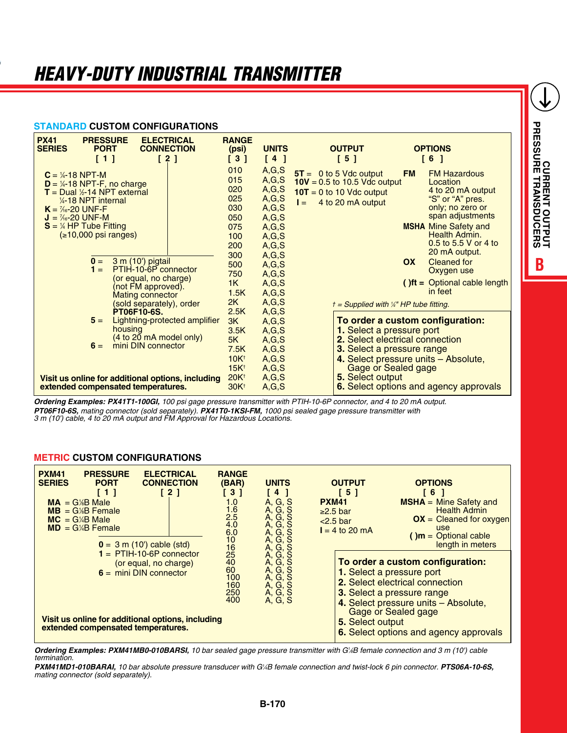# HEAVY-DUTY INDUSTRIAL TRANSMITTER

## STANDARD CUSTOM CONFIGURATIONS

| PX41 SERIES | PRESSURE PORT [ 1 ] | ELECTRICAL CONNECTION [ 2 ] | RANGE (psi) [ 3 ] | UNITS [ 4 ] | OUTPUT [ 5 ] | OPTIONS [ 6 ] |
|---|---|---|---|---|---|---|
| | **C** = ¼-18 NPT-M<br>**D** = ¼-18 NPT-F, no charge<br>**T** = Dual ½-14 NPT external ¼-18 NPT internal<br>**K** = 7/16-20 UNF-F<br>**J** = 7/16-20 UNF-M<br>**S** = ¼ HP Tube Fitting (≥10,000 psi ranges) | **0** = 3 m (10') pigtail<br>**1** = PTIH-10-6P connector (or equal, no charge) (not FM approved). Mating connector (sold separately), order **PT06F10-6S.**<br>**5** = Lightning-protected amplifier housing (4 to 20 mA model only)<br>**6** = mini DIN connector | 010<br>015<br>020<br>025<br>030<br>050<br>075<br>100<br>200<br>300<br>500<br>750<br>1K<br>1.5K<br>2K<br>2.5K<br>3K<br>3.5K<br>5K<br>7.5K<br>10K†<br>15K†<br>20K†<br>30K† | A,G,S (all ranges) | **5T** = 0 to 5 Vdc output<br>**10V** = 0.5 to 10.5 Vdc output<br>**10T** = 0 to 10 Vdc output<br>**I** = 4 to 20 mA output | **FM** FM Hazardous Location 4 to 20 mA output "S" or "A" pres. only; no zero or span adjustments<br>**MSHA** Mine Safety and Health Admin. 0.5 to 5.5 V or 4 to 20 mA output.<br>**OX** Cleaned for Oxygen use<br>**( )ft =** Optional cable length in feet |

*† = Supplied with ¼" HP tube fitting.*

**Visit us online for additional options, including extended compensated temperatures.**

**To order a custom configuration:**
1. Select a pressure port
2. Select electrical connection
3. Select a pressure range
4. Select pressure units – Absolute, Gage or Sealed gage
5. Select output
6. Select options and agency approvals

***Ordering Examples: PX41T1-100GI,*** *100 psi gage pressure transmitter with PTIH-10-6P connector, and 4 to 20 mA output.*
***PT06F10-6S,*** *mating connector (sold separately).* ***PX41T0-1KSI-FM,*** *1000 psi sealed gage pressure transmitter with 3 m (10') cable, 4 to 20 mA output and FM Approval for Hazardous Locations.*

## METRIC CUSTOM CONFIGURATIONS

| PXM41 SERIES | PRESSURE PORT [ 1 ] | ELECTRICAL CONNECTION [ 2 ] | RANGE (BAR) [ 3 ] | UNITS [ 4 ] | OUTPUT [ 5 ] | OPTIONS [ 6 ] |
|---|---|---|---|---|---|---|
| | **MA** = G¼B Male<br>**MB** = G¼B Female<br>**MC** = G¼B Male<br>**MD** = G¼B Female | **0** = 3 m (10') cable (std)<br>**1** = PTIH-10-6P connector (or equal, no charge)<br>**6** = mini DIN connector | 1.0<br>1.6<br>2.5<br>4.0<br>6.0<br>10<br>16<br>25<br>40<br>60<br>100<br>160<br>250<br>400 | A, G, S (all ranges) | **PXM41**<br>≥2.5 bar<br><2.5 bar<br>**I** = 4 to 20 mA | **MSHA** = Mine Safety and Health Admin<br>**OX** = Cleaned for oxygen use<br>**( )m** = Optional cable length in meters |

**Visit us online for additional options, including extended compensated temperatures.**

**To order a custom configuration:**
1. Select a pressure port
2. Select electrical connection
3. Select a pressure range
4. Select pressure units – Absolute, Gage or Sealed gage
5. Select output
6. Select options and agency approvals

***Ordering Examples: PXM41MB0-010BARSI,*** *10 bar sealed gage pressure transmitter with G¼B female connection and 3 m (10') cable termination.*
***PXM41MD1-010BARAI,*** *10 bar absolute pressure transducer with G¼B female connection and twist-lock 6 pin connector.* ***PTS06A-10-6S,*** *mating connector (sold separately).*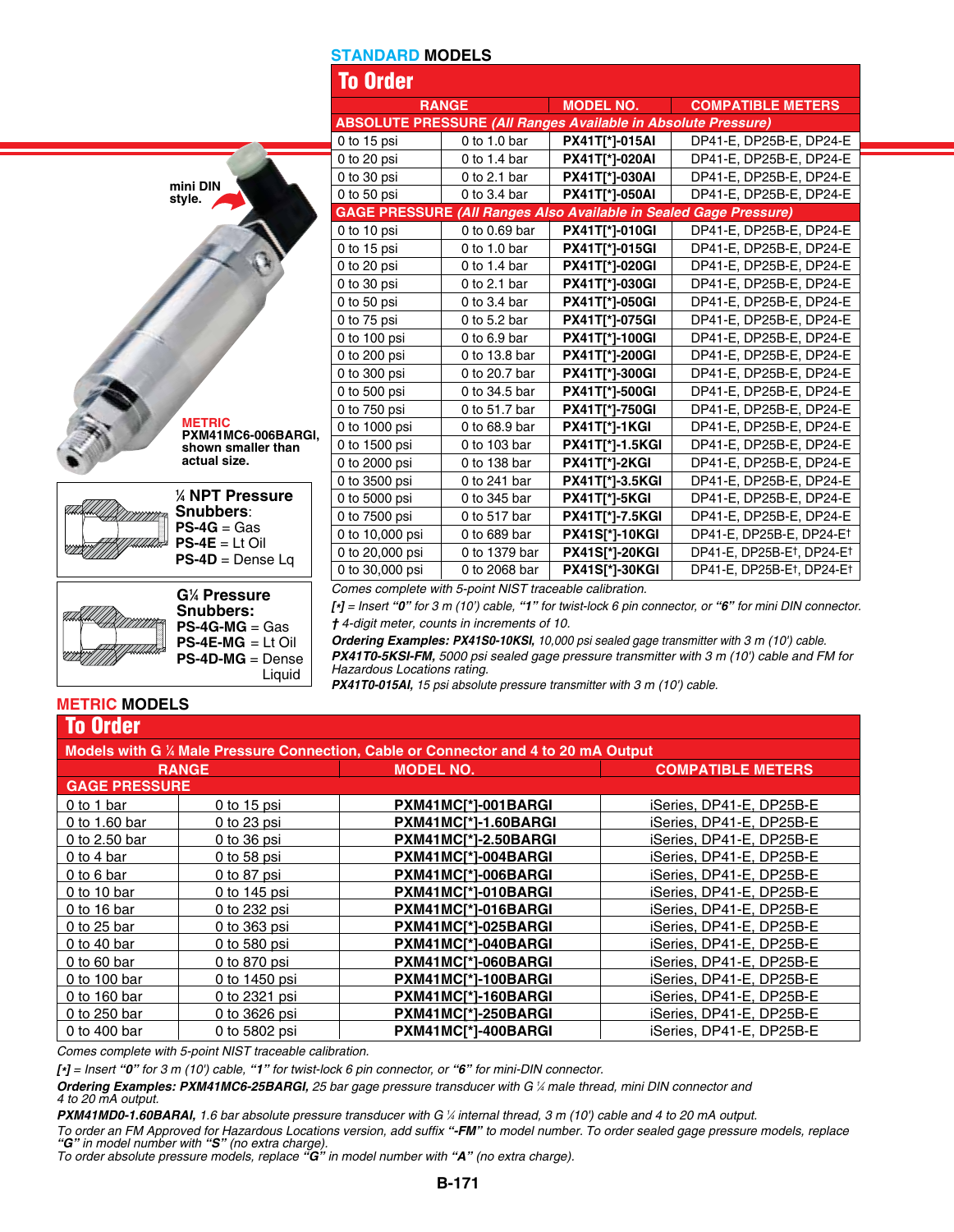## STANDARD MODELS

### To Order

| RANGE | | MODEL NO. | COMPATIBLE METERS |
|---|---|---|---|
| **ABSOLUTE PRESSURE** *(All Ranges Available in Absolute Pressure)* | | | |
| 0 to 15 psi | 0 to 1.0 bar | **PX41T[*]-015AI** | DP41-E, DP25B-E, DP24-E |
| 0 to 20 psi | 0 to 1.4 bar | **PX41T[*]-020AI** | DP41-E, DP25B-E, DP24-E |
| 0 to 30 psi | 0 to 2.1 bar | **PX41T[*]-030AI** | DP41-E, DP25B-E, DP24-E |
| 0 to 50 psi | 0 to 3.4 bar | **PX41T[*]-050AI** | DP41-E, DP25B-E, DP24-E |
| **GAGE PRESSURE** *(All Ranges Also Available in Sealed Gage Pressure)* | | | |
| 0 to 10 psi | 0 to 0.69 bar | **PX41T[*]-010GI** | DP41-E, DP25B-E, DP24-E |
| 0 to 15 psi | 0 to 1.0 bar | **PX41T[*]-015GI** | DP41-E, DP25B-E, DP24-E |
| 0 to 20 psi | 0 to 1.4 bar | **PX41T[*]-020GI** | DP41-E, DP25B-E, DP24-E |
| 0 to 30 psi | 0 to 2.1 bar | **PX41T[*]-030GI** | DP41-E, DP25B-E, DP24-E |
| 0 to 50 psi | 0 to 3.4 bar | **PX41T[*]-050GI** | DP41-E, DP25B-E, DP24-E |
| 0 to 75 psi | 0 to 5.2 bar | **PX41T[*]-075GI** | DP41-E, DP25B-E, DP24-E |
| 0 to 100 psi | 0 to 6.9 bar | **PX41T[*]-100GI** | DP41-E, DP25B-E, DP24-E |
| 0 to 200 psi | 0 to 13.8 bar | **PX41T[*]-200GI** | DP41-E, DP25B-E, DP24-E |
| 0 to 300 psi | 0 to 20.7 bar | **PX41T[*]-300GI** | DP41-E, DP25B-E, DP24-E |
| 0 to 500 psi | 0 to 34.5 bar | **PX41T[*]-500GI** | DP41-E, DP25B-E, DP24-E |
| 0 to 750 psi | 0 to 51.7 bar | **PX41T[*]-750GI** | DP41-E, DP25B-E, DP24-E |
| 0 to 1000 psi | 0 to 68.9 bar | **PX41T[*]-1KGI** | DP41-E, DP25B-E, DP24-E |
| 0 to 1500 psi | 0 to 103 bar | **PX41T[*]-1.5KGI** | DP41-E, DP25B-E, DP24-E |
| 0 to 2000 psi | 0 to 138 bar | **PX41T[*]-2KGI** | DP41-E, DP25B-E, DP24-E |
| 0 to 3500 psi | 0 to 241 bar | **PX41T[*]-3.5KGI** | DP41-E, DP25B-E, DP24-E |
| 0 to 5000 psi | 0 to 345 bar | **PX41T[*]-5KGI** | DP41-E, DP25B-E, DP24-E |
| 0 to 7500 psi | 0 to 517 bar | **PX41T[*]-7.5KGI** | DP41-E, DP25B-E, DP24-E |
| 0 to 10,000 psi | 0 to 689 bar | **PX41S[*]-10KGI** | DP41-E, DP25B-E, DP24-E† |
| 0 to 20,000 psi | 0 to 1379 bar | **PX41S[*]-20KGI** | DP41-E, DP25B-E†, DP24-E† |
| 0 to 30,000 psi | 0 to 2068 bar | **PX41S[*]-30KGI** | DP41-E, DP25B-E†, DP24-E† |

*Comes complete with 5-point NIST traceable calibration.*

*[*] = Insert **"0"** for 3 m (10') cable, **"1"** for twist-lock 6 pin connector, or **"6"** for mini DIN connector.*

*† 4-digit meter, counts in increments of 10.*

***Ordering Examples: PX41S0-10KSI,** 10,000 psi sealed gage transmitter with 3 m (10') cable.*

***PX41T0-5KSI-FM,** 5000 psi sealed gage pressure transmitter with 3 m (10') cable and FM for Hazardous Locations rating.*

***PX41T0-015AI,** 15 psi absolute pressure transmitter with 3 m (10') cable.*

mini DIN style.

**METRIC PXM41MC6-006BARGI, shown smaller than actual size.**

**¼ NPT Pressure Snubbers:**
**PS-4G** = Gas
**PS-4E** = Lt Oil
**PS-4D** = Dense Lq

**G¼ Pressure Snubbers:**
**PS-4G-MG** = Gas
**PS-4E-MG** = Lt Oil
**PS-4D-MG** = Dense Liquid

## METRIC MODELS

### To Order

**Models with G ¼ Male Pressure Connection, Cable or Connector and 4 to 20 mA Output**

| RANGE | | MODEL NO. | COMPATIBLE METERS |
|---|---|---|---|
| **GAGE PRESSURE** | | | |
| 0 to 1 bar | 0 to 15 psi | **PXM41MC[*]-001BARGI** | iSeries, DP41-E, DP25B-E |
| 0 to 1.60 bar | 0 to 23 psi | **PXM41MC[*]-1.60BARGI** | iSeries, DP41-E, DP25B-E |
| 0 to 2.50 bar | 0 to 36 psi | **PXM41MC[*]-2.50BARGI** | iSeries, DP41-E, DP25B-E |
| 0 to 4 bar | 0 to 58 psi | **PXM41MC[*]-004BARGI** | iSeries, DP41-E, DP25B-E |
| 0 to 6 bar | 0 to 87 psi | **PXM41MC[*]-006BARGI** | iSeries, DP41-E, DP25B-E |
| 0 to 10 bar | 0 to 145 psi | **PXM41MC[*]-010BARGI** | iSeries, DP41-E, DP25B-E |
| 0 to 16 bar | 0 to 232 psi | **PXM41MC[*]-016BARGI** | iSeries, DP41-E, DP25B-E |
| 0 to 25 bar | 0 to 363 psi | **PXM41MC[*]-025BARGI** | iSeries, DP41-E, DP25B-E |
| 0 to 40 bar | 0 to 580 psi | **PXM41MC[*]-040BARGI** | iSeries, DP41-E, DP25B-E |
| 0 to 60 bar | 0 to 870 psi | **PXM41MC[*]-060BARGI** | iSeries, DP41-E, DP25B-E |
| 0 to 100 bar | 0 to 1450 psi | **PXM41MC[*]-100BARGI** | iSeries, DP41-E, DP25B-E |
| 0 to 160 bar | 0 to 2321 psi | **PXM41MC[*]-160BARGI** | iSeries, DP41-E, DP25B-E |
| 0 to 250 bar | 0 to 3626 psi | **PXM41MC[*]-250BARGI** | iSeries, DP41-E, DP25B-E |
| 0 to 400 bar | 0 to 5802 psi | **PXM41MC[*]-400BARGI** | iSeries, DP41-E, DP25B-E |

*Comes complete with 5-point NIST traceable calibration.*

*[*] = Insert **"0"** for 3 m (10') cable, **"1"** for twist-lock 6 pin connector, or **"6"** for mini-DIN connector.*

***Ordering Examples: PXM41MC6-25BARGI,** 25 bar gage pressure transducer with G ¼ male thread, mini DIN connector and 4 to 20 mA output.*

***PXM41MD0-1.60BARAI,** 1.6 bar absolute pressure transducer with G ¼ internal thread, 3 m (10') cable and 4 to 20 mA output.*

*To order an FM Approved for Hazardous Locations version, add suffix **"-FM"** to model number. To order sealed gage pressure models, replace **"G"** in model number with **"S"** (no extra charge).*

*To order absolute pressure models, replace **"G"** in model number with **"A"** (no extra charge).*